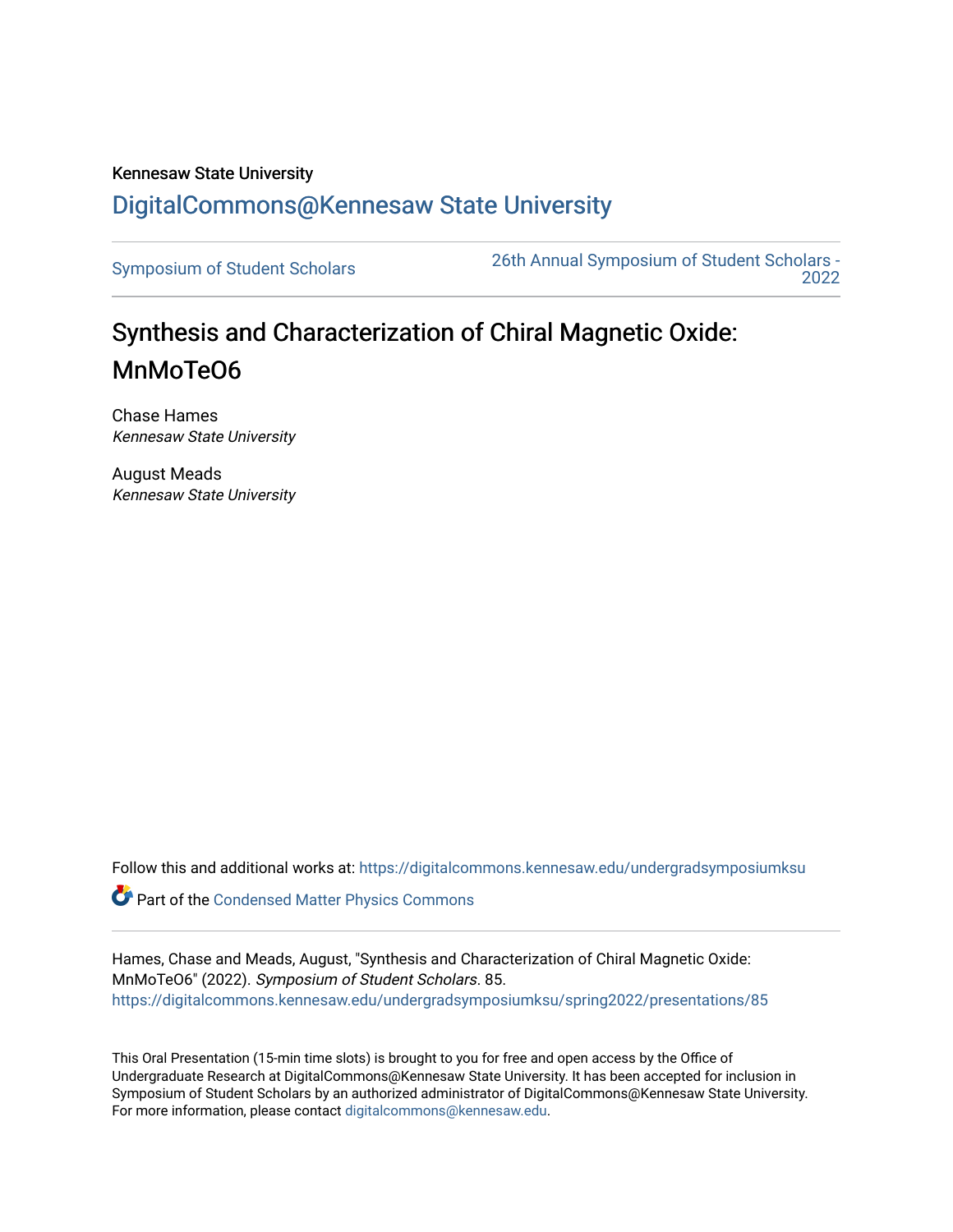Kennesaw State University

# DigitalCommons@Kennesaw State University

Symposium of Student Scholars | 26th Annual Symposium of Student Scholars - 2022

## Synthesis and Characterization of Chiral Magnetic Oxide: MnMoTeO6

Chase Hames
*Kennesaw State University*

August Meads
*Kennesaw State University*

Follow this and additional works at: https://digitalcommons.kennesaw.edu/undergradsymposiumksu

Part of the Condensed Matter Physics Commons

Hames, Chase and Meads, August, "Synthesis and Characterization of Chiral Magnetic Oxide: MnMoTeO6" (2022). *Symposium of Student Scholars*. 85.
https://digitalcommons.kennesaw.edu/undergradsymposiumksu/spring2022/presentations/85

This Oral Presentation (15-min time slots) is brought to you for free and open access by the Office of Undergraduate Research at DigitalCommons@Kennesaw State University. It has been accepted for inclusion in Symposium of Student Scholars by an authorized administrator of DigitalCommons@Kennesaw State University. For more information, please contact digitalcommons@kennesaw.edu.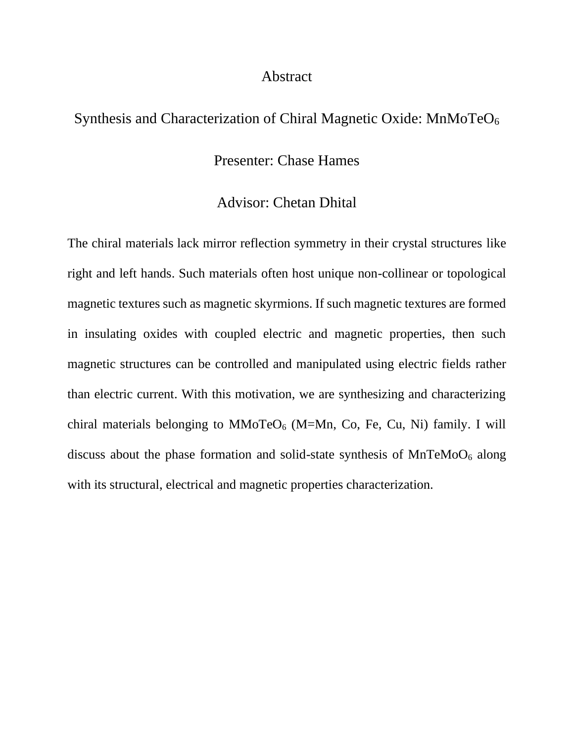# Abstract

## Synthesis and Characterization of Chiral Magnetic Oxide: $MnMoTeO_6$

Presenter: Chase Hames

Advisor: Chetan Dhital

The chiral materials lack mirror reflection symmetry in their crystal structures like right and left hands. Such materials often host unique non-collinear or topological magnetic textures such as magnetic skyrmions. If such magnetic textures are formed in insulating oxides with coupled electric and magnetic properties, then such magnetic structures can be controlled and manipulated using electric fields rather than electric current. With this motivation, we are synthesizing and characterizing chiral materials belonging to $MMoTeO_6$ (M=Mn, Co, Fe, Cu, Ni) family. I will discuss about the phase formation and solid-state synthesis of $MnTeMoO_6$ along with its structural, electrical and magnetic properties characterization.